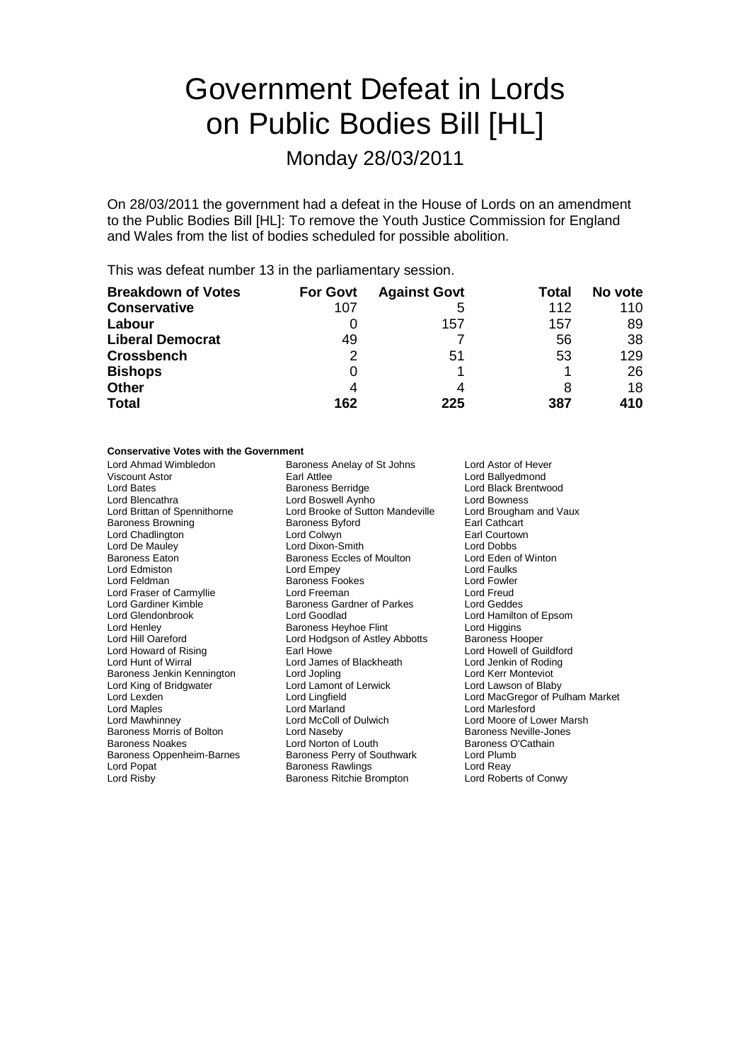# Government Defeat in Lords on Public Bodies Bill [HL]

Monday 28/03/2011

On 28/03/2011 the government had a defeat in the House of Lords on an amendment to the Public Bodies Bill [HL]: To remove the Youth Justice Commission for England and Wales from the list of bodies scheduled for possible abolition.

This was defeat number 13 in the parliamentary session.

| Breakdown of Votes | For Govt | Against Govt | Total | No vote |
|---|---|---|---|---|
| **Conservative** | 107 | 5 | 112 | 110 |
| **Labour** | 0 | 157 | 157 | 89 |
| **Liberal Democrat** | 49 | 7 | 56 | 38 |
| **Crossbench** | 2 | 51 | 53 | 129 |
| **Bishops** | 0 | 1 | 1 | 26 |
| **Other** | 4 | 4 | 8 | 18 |
| **Total** | **162** | **225** | **387** | **410** |

**Conservative Votes with the Government**

Lord Ahmad Wimbledon
Baroness Anelay of St Johns
Lord Astor of Hever
Viscount Astor
Earl Attlee
Lord Ballyedmond
Lord Bates
Baroness Berridge
Lord Black Brentwood
Lord Blencathra
Lord Boswell Aynho
Lord Bowness
Lord Brittan of Spennithorne
Lord Brooke of Sutton Mandeville
Lord Brougham and Vaux
Baroness Browning
Baroness Byford
Earl Cathcart
Lord Chadlington
Lord Colwyn
Earl Courtown
Lord De Mauley
Lord Dixon-Smith
Lord Dobbs
Baroness Eaton
Baroness Eccles of Moulton
Lord Eden of Winton
Lord Edmiston
Lord Empey
Lord Faulks
Lord Feldman
Baroness Fookes
Lord Fowler
Lord Fraser of Carmyllie
Lord Freeman
Lord Freud
Lord Gardiner Kimble
Baroness Gardner of Parkes
Lord Geddes
Lord Glendonbrook
Lord Goodlad
Lord Hamilton of Epsom
Lord Henley
Baroness Heyhoe Flint
Lord Higgins
Lord Hill Oareford
Lord Hodgson of Astley Abbotts
Baroness Hooper
Lord Howard of Rising
Earl Howe
Lord Howell of Guildford
Lord Hunt of Wirral
Lord James of Blackheath
Lord Jenkin of Roding
Baroness Jenkin Kennington
Lord Jopling
Lord Kerr Monteviot
Lord King of Bridgwater
Lord Lamont of Lerwick
Lord Lawson of Blaby
Lord Lexden
Lord Lingfield
Lord MacGregor of Pulham Market
Lord Maples
Lord Marland
Lord Marlesford
Lord Mawhinney
Lord McColl of Dulwich
Lord Moore of Lower Marsh
Baroness Morris of Bolton
Lord Naseby
Baroness Neville-Jones
Baroness Noakes
Lord Norton of Louth
Baroness O'Cathain
Baroness Oppenheim-Barnes
Baroness Perry of Southwark
Lord Plumb
Lord Popat
Baroness Rawlings
Lord Reay
Lord Risby
Baroness Ritchie Brompton
Lord Roberts of Conwy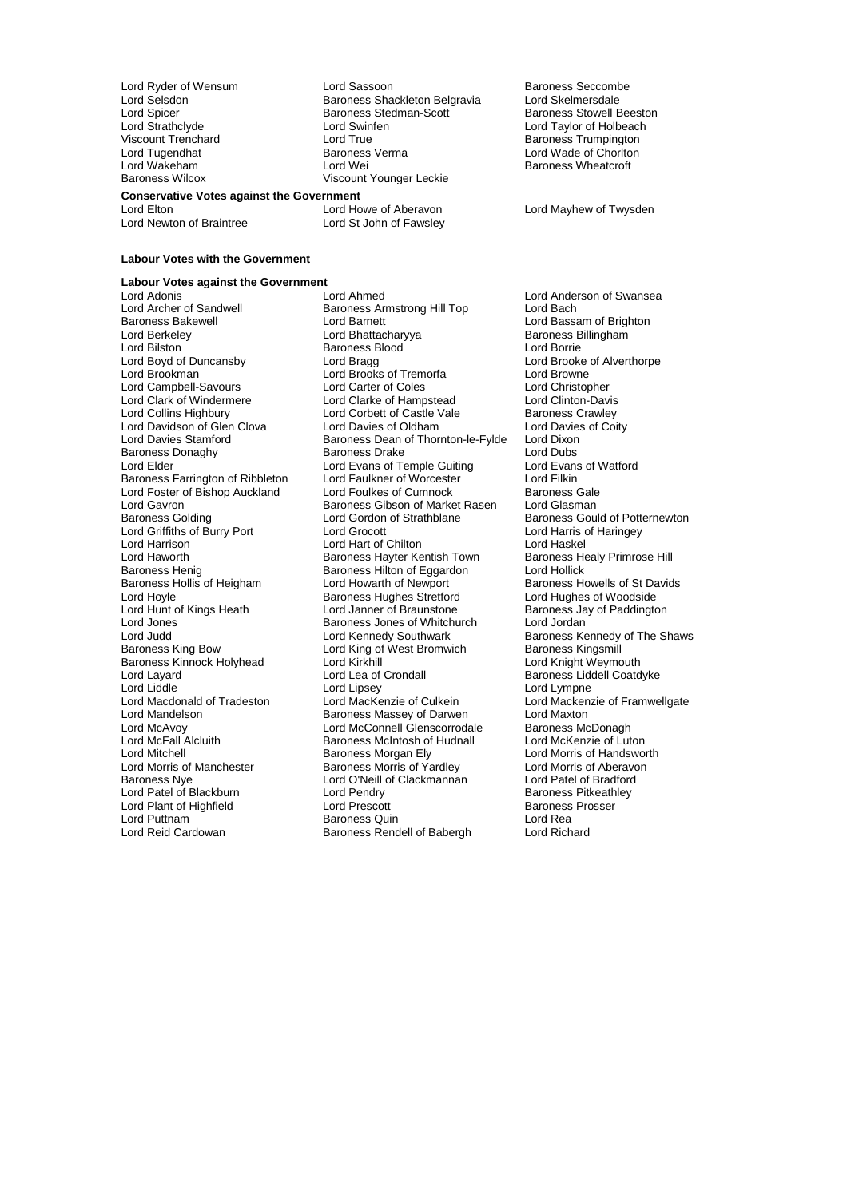Lord Ryder of Wensum
Lord Sassoon
Baroness Seccombe
Lord Selsdon
Baroness Shackleton Belgravia
Lord Skelmersdale
Lord Spicer
Baroness Stedman-Scott
Baroness Stowell Beeston
Lord Strathclyde
Lord Swinfen
Lord Taylor of Holbeach
Viscount Trenchard
Lord True
Baroness Trumpington
Lord Tugendhat
Baroness Verma
Lord Wade of Chorlton
Lord Wakeham
Lord Wei
Baroness Wheatcroft
Baroness Wilcox
Viscount Younger Leckie

**Conservative Votes against the Government**

Lord Elton
Lord Howe of Aberavon
Lord Mayhew of Twysden
Lord Newton of Braintree
Lord St John of Fawsley

**Labour Votes with the Government**

**Labour Votes against the Government**

Lord Adonis
Lord Ahmed
Lord Anderson of Swansea
Lord Archer of Sandwell
Baroness Armstrong Hill Top
Lord Bach
Baroness Bakewell
Lord Barnett
Lord Bassam of Brighton
Lord Berkeley
Lord Bhattacharyya
Baroness Billingham
Lord Bilston
Baroness Blood
Lord Borrie
Lord Boyd of Duncansby
Lord Bragg
Lord Brooke of Alverthorpe
Lord Brookman
Lord Brooks of Tremorfa
Lord Browne
Lord Campbell-Savours
Lord Carter of Coles
Lord Christopher
Lord Clark of Windermere
Lord Clarke of Hampstead
Lord Clinton-Davis
Lord Collins Highbury
Lord Corbett of Castle Vale
Baroness Crawley
Lord Davidson of Glen Clova
Lord Davies of Oldham
Lord Davies of Coity
Lord Davies Stamford
Baroness Dean of Thornton-le-Fylde
Lord Dixon
Baroness Donaghy
Baroness Drake
Lord Dubs
Lord Elder
Lord Evans of Temple Guiting
Lord Evans of Watford
Baroness Farrington of Ribbleton
Lord Faulkner of Worcester
Lord Filkin
Lord Foster of Bishop Auckland
Lord Foulkes of Cumnock
Baroness Gale
Lord Gavron
Baroness Gibson of Market Rasen
Lord Glasman
Baroness Golding
Lord Gordon of Strathblane
Baroness Gould of Potternewton
Lord Griffiths of Burry Port
Lord Grocott
Lord Harris of Haringey
Lord Harrison
Lord Hart of Chilton
Lord Haskel
Lord Haworth
Baroness Hayter Kentish Town
Baroness Healy Primrose Hill
Baroness Henig
Baroness Hilton of Eggardon
Lord Hollick
Baroness Hollis of Heigham
Lord Howarth of Newport
Baroness Howells of St Davids
Lord Hoyle
Baroness Hughes Stretford
Lord Hughes of Woodside
Lord Hunt of Kings Heath
Lord Janner of Braunstone
Baroness Jay of Paddington
Lord Jones
Baroness Jones of Whitchurch
Lord Jordan
Lord Judd
Lord Kennedy Southwark
Baroness Kennedy of The Shaws
Baroness King Bow
Lord King of West Bromwich
Baroness Kingsmill
Baroness Kinnock Holyhead
Lord Kirkhill
Lord Knight Weymouth
Lord Layard
Lord Lea of Crondall
Baroness Liddell Coatdyke
Lord Liddle
Lord Lipsey
Lord Lympne
Lord Macdonald of Tradeston
Lord MacKenzie of Culkein
Lord Mackenzie of Framwellgate
Lord Mandelson
Baroness Massey of Darwen
Lord Maxton
Lord McAvoy
Lord McConnell Glenscorrodale
Baroness McDonagh
Lord McFall Alcluith
Baroness McIntosh of Hudnall
Lord McKenzie of Luton
Lord Mitchell
Baroness Morgan Ely
Lord Morris of Handsworth
Lord Morris of Manchester
Baroness Morris of Yardley
Lord Morris of Aberavon
Baroness Nye
Lord O'Neill of Clackmannan
Lord Patel of Bradford
Lord Patel of Blackburn
Lord Pendry
Baroness Pitkeathley
Lord Plant of Highfield
Lord Prescott
Baroness Prosser
Lord Puttnam
Baroness Quin
Lord Rea
Lord Reid Cardowan
Baroness Rendell of Babergh
Lord Richard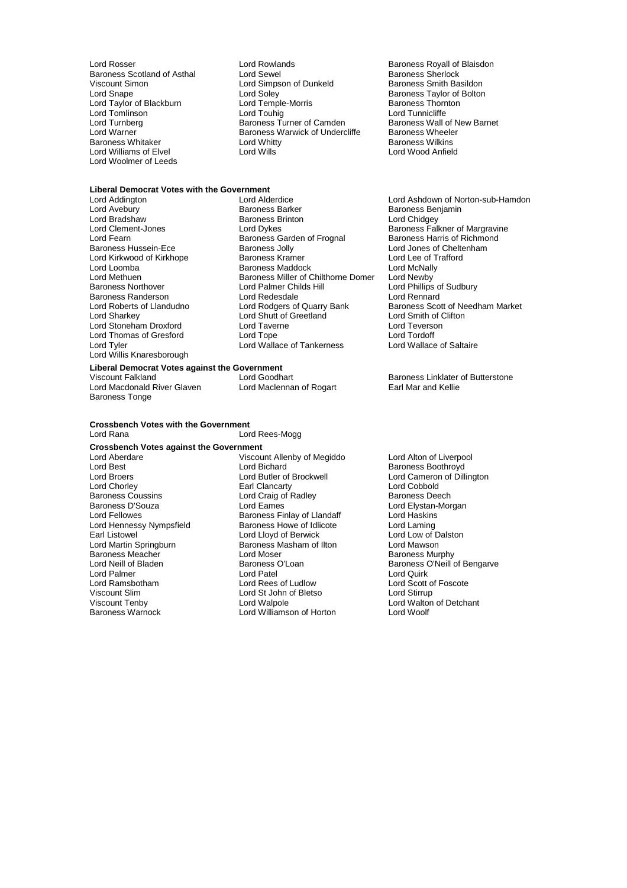Lord Rosser
Baroness Scotland of Asthal
Viscount Simon
Lord Snape
Lord Taylor of Blackburn
Lord Tomlinson
Lord Turnberg
Lord Warner
Baroness Whitaker
Lord Williams of Elvel
Lord Woolmer of Leeds
Lord Rowlands
Lord Sewel
Lord Simpson of Dunkeld
Lord Soley
Lord Temple-Morris
Lord Touhig
Baroness Turner of Camden
Baroness Warwick of Undercliffe
Lord Whitty
Lord Wills
Baroness Royall of Blaisdon
Baroness Sherlock
Baroness Smith Basildon
Baroness Taylor of Bolton
Baroness Thornton
Lord Tunnicliffe
Baroness Wall of New Barnet
Baroness Wheeler
Baroness Wilkins
Lord Wood Anfield

**Liberal Democrat Votes with the Government**

Lord Addington
Lord Avebury
Lord Bradshaw
Lord Clement-Jones
Lord Fearn
Baroness Hussein-Ece
Lord Kirkwood of Kirkhope
Lord Loomba
Lord Methuen
Baroness Northover
Baroness Randerson
Lord Roberts of Llandudno
Lord Sharkey
Lord Stoneham Droxford
Lord Thomas of Gresford
Lord Tyler
Lord Willis Knaresborough
Lord Alderdice
Baroness Barker
Baroness Brinton
Lord Dykes
Baroness Garden of Frognal
Baroness Jolly
Baroness Kramer
Baroness Maddock
Baroness Miller of Chilthorne Domer
Lord Palmer Childs Hill
Lord Redesdale
Lord Rodgers of Quarry Bank
Lord Shutt of Greetland
Lord Taverne
Lord Tope
Lord Wallace of Tankerness
Lord Ashdown of Norton-sub-Hamdon
Baroness Benjamin
Lord Chidgey
Baroness Falkner of Margravine
Baroness Harris of Richmond
Lord Jones of Cheltenham
Lord Lee of Trafford
Lord McNally
Lord Newby
Lord Phillips of Sudbury
Lord Rennard
Baroness Scott of Needham Market
Lord Smith of Clifton
Lord Teverson
Lord Tordoff
Lord Wallace of Saltaire

**Liberal Democrat Votes against the Government**

Viscount Falkland
Lord Macdonald River Glaven
Baroness Tonge
Lord Goodhart
Lord Maclennan of Rogart
Baroness Linklater of Butterstone
Earl Mar and Kellie

**Crossbench Votes with the Government**

Lord Rana
Lord Rees-Mogg

**Crossbench Votes against the Government**

Lord Aberdare
Lord Best
Lord Broers
Lord Chorley
Baroness Coussins
Baroness D'Souza
Lord Fellowes
Lord Hennessy Nympsfield
Earl Listowel
Lord Martin Springburn
Baroness Meacher
Lord Neill of Bladen
Lord Palmer
Lord Ramsbotham
Viscount Slim
Viscount Tenby
Baroness Warnock
Viscount Allenby of Megiddo
Lord Bichard
Lord Butler of Brockwell
Earl Clancarty
Lord Craig of Radley
Lord Eames
Baroness Finlay of Llandaff
Baroness Howe of Idlicote
Lord Lloyd of Berwick
Baroness Masham of Ilton
Lord Moser
Baroness O'Loan
Lord Patel
Lord Rees of Ludlow
Lord St John of Bletso
Lord Walpole
Lord Williamson of Horton
Lord Alton of Liverpool
Baroness Boothroyd
Lord Cameron of Dillington
Lord Cobbold
Baroness Deech
Lord Elystan-Morgan
Lord Haskins
Lord Laming
Lord Low of Dalston
Lord Mawson
Baroness Murphy
Baroness O'Neill of Bengarve
Lord Quirk
Lord Scott of Foscote
Lord Stirrup
Lord Walton of Detchant
Lord Woolf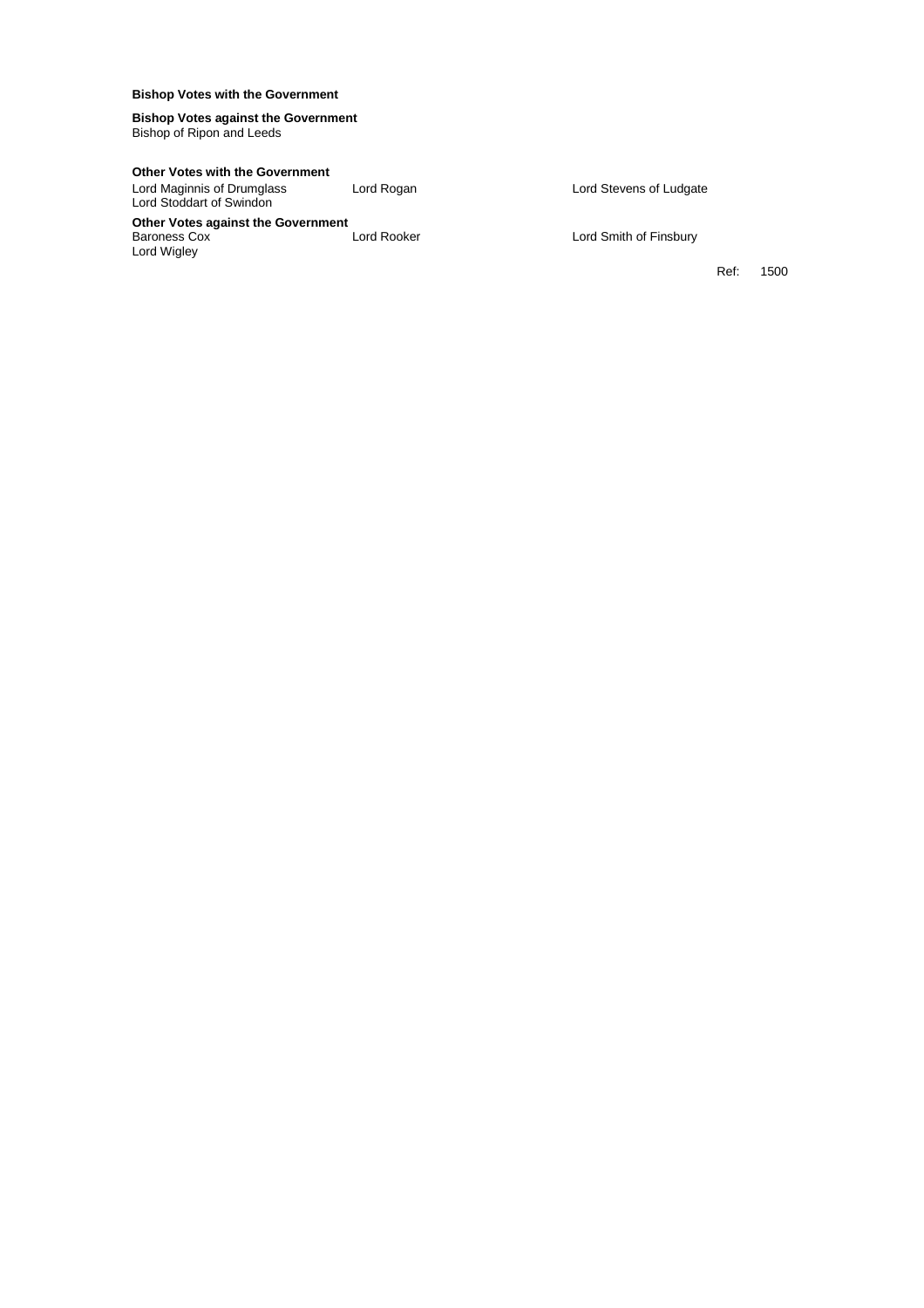**Bishop Votes with the Government**

**Bishop Votes against the Government**

Bishop of Ripon and Leeds

**Other Votes with the Government**

| | | |
|---|---|---|
| Lord Maginnis of Drumglass | Lord Rogan | Lord Stevens of Ludgate |
| Lord Stoddart of Swindon | | |

**Other Votes against the Government**

| | | |
|---|---|---|
| Baroness Cox | Lord Rooker | Lord Smith of Finsbury |
| Lord Wigley | | |

Ref: 1500